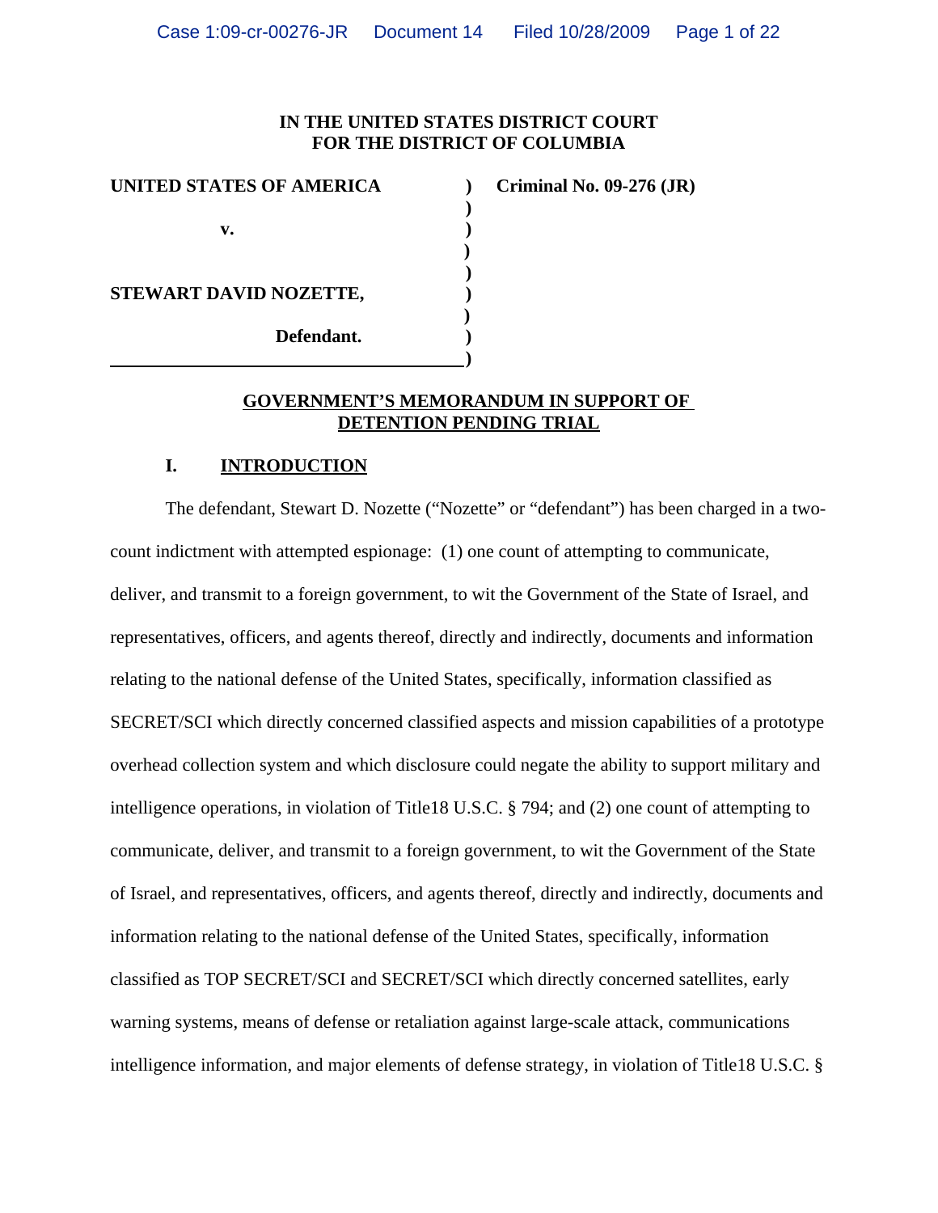**IN THE UNITED STATES DISTRICT COURT**
**FOR THE DISTRICT OF COLUMBIA**

| | | |
|---|---|---|
| **UNITED STATES OF AMERICA** | ) | **Criminal No. 09-276 (JR)** |
| | ) | |
| **v.** | ) | |
| | ) | |
| | ) | |
| **STEWART DAVID NOZETTE,** | ) | |
| | ) | |
| **Defendant.** | ) | |
| | ) | |

## GOVERNMENT'S MEMORANDUM IN SUPPORT OF DETENTION PENDING TRIAL

### I. INTRODUCTION

The defendant, Stewart D. Nozette ("Nozette" or "defendant") has been charged in a two-count indictment with attempted espionage: (1) one count of attempting to communicate, deliver, and transmit to a foreign government, to wit the Government of the State of Israel, and representatives, officers, and agents thereof, directly and indirectly, documents and information relating to the national defense of the United States, specifically, information classified as SECRET/SCI which directly concerned classified aspects and mission capabilities of a prototype overhead collection system and which disclosure could negate the ability to support military and intelligence operations, in violation of Title18 U.S.C. § 794; and (2) one count of attempting to communicate, deliver, and transmit to a foreign government, to wit the Government of the State of Israel, and representatives, officers, and agents thereof, directly and indirectly, documents and information relating to the national defense of the United States, specifically, information classified as TOP SECRET/SCI and SECRET/SCI which directly concerned satellites, early warning systems, means of defense or retaliation against large-scale attack, communications intelligence information, and major elements of defense strategy, in violation of Title18 U.S.C. §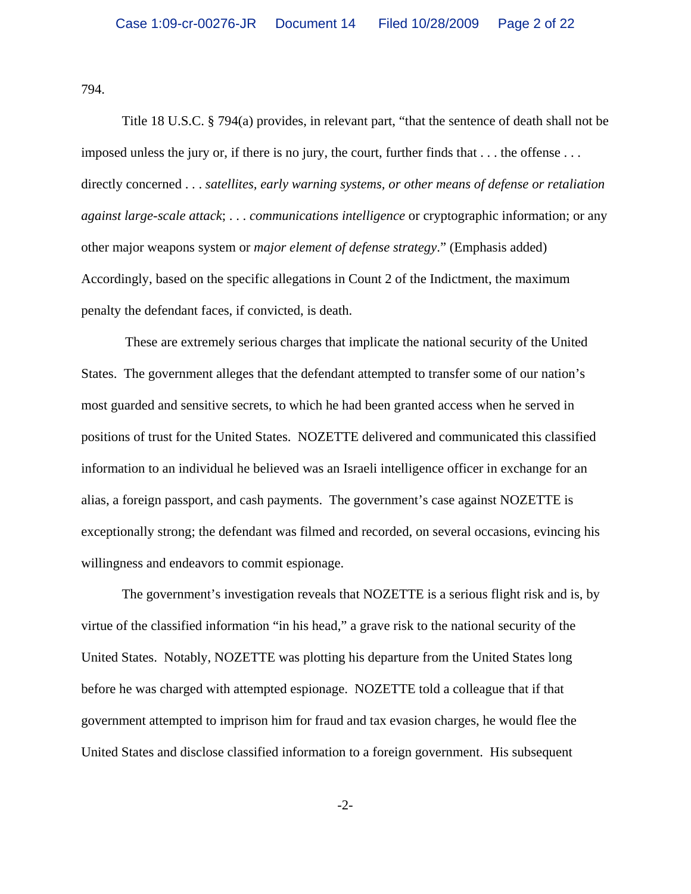794.

Title 18 U.S.C. § 794(a) provides, in relevant part, "that the sentence of death shall not be imposed unless the jury or, if there is no jury, the court, further finds that . . . the offense . . . directly concerned . . . *satellites, early warning systems, or other means of defense or retaliation against large-scale attack*; . . . *communications intelligence* or cryptographic information; or any other major weapons system or *major element of defense strategy*." (Emphasis added) Accordingly, based on the specific allegations in Count 2 of the Indictment, the maximum penalty the defendant faces, if convicted, is death.

These are extremely serious charges that implicate the national security of the United States. The government alleges that the defendant attempted to transfer some of our nation's most guarded and sensitive secrets, to which he had been granted access when he served in positions of trust for the United States. NOZETTE delivered and communicated this classified information to an individual he believed was an Israeli intelligence officer in exchange for an alias, a foreign passport, and cash payments. The government's case against NOZETTE is exceptionally strong; the defendant was filmed and recorded, on several occasions, evincing his willingness and endeavors to commit espionage.

The government's investigation reveals that NOZETTE is a serious flight risk and is, by virtue of the classified information "in his head," a grave risk to the national security of the United States. Notably, NOZETTE was plotting his departure from the United States long before he was charged with attempted espionage. NOZETTE told a colleague that if that government attempted to imprison him for fraud and tax evasion charges, he would flee the United States and disclose classified information to a foreign government. His subsequent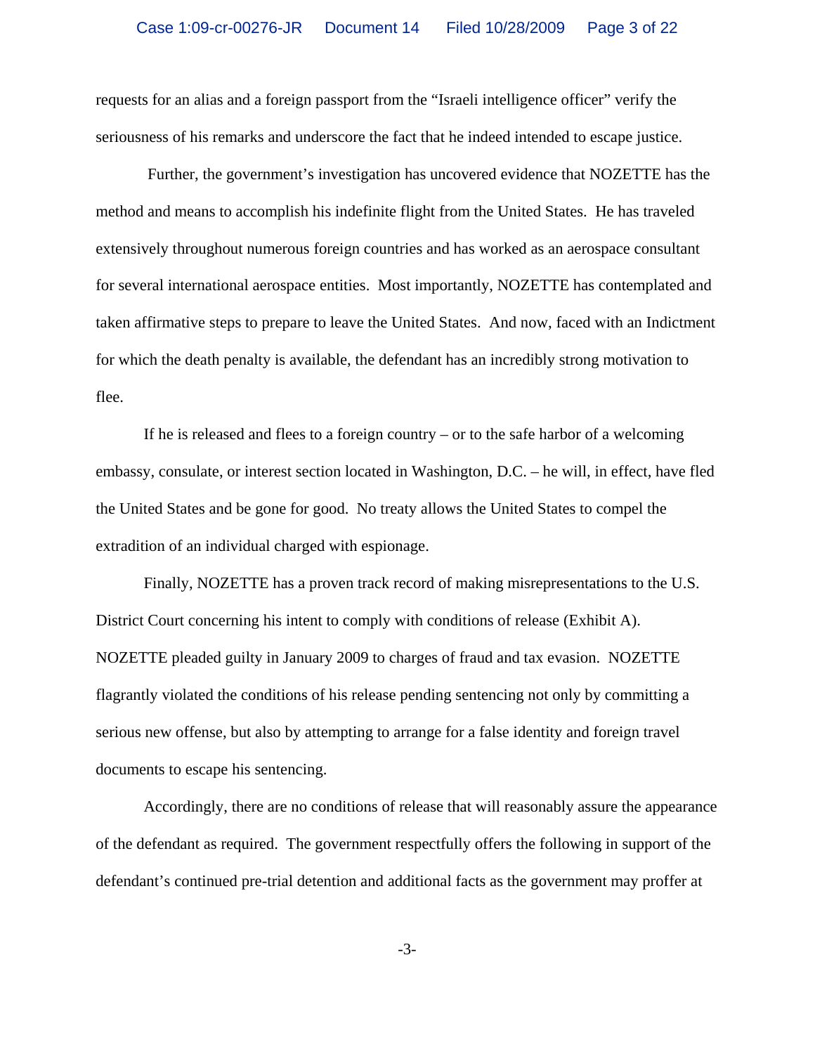requests for an alias and a foreign passport from the "Israeli intelligence officer" verify the seriousness of his remarks and underscore the fact that he indeed intended to escape justice.

Further, the government's investigation has uncovered evidence that NOZETTE has the method and means to accomplish his indefinite flight from the United States. He has traveled extensively throughout numerous foreign countries and has worked as an aerospace consultant for several international aerospace entities. Most importantly, NOZETTE has contemplated and taken affirmative steps to prepare to leave the United States. And now, faced with an Indictment for which the death penalty is available, the defendant has an incredibly strong motivation to flee.

If he is released and flees to a foreign country – or to the safe harbor of a welcoming embassy, consulate, or interest section located in Washington, D.C. – he will, in effect, have fled the United States and be gone for good. No treaty allows the United States to compel the extradition of an individual charged with espionage.

Finally, NOZETTE has a proven track record of making misrepresentations to the U.S. District Court concerning his intent to comply with conditions of release (Exhibit A). NOZETTE pleaded guilty in January 2009 to charges of fraud and tax evasion. NOZETTE flagrantly violated the conditions of his release pending sentencing not only by committing a serious new offense, but also by attempting to arrange for a false identity and foreign travel documents to escape his sentencing.

Accordingly, there are no conditions of release that will reasonably assure the appearance of the defendant as required. The government respectfully offers the following in support of the defendant's continued pre-trial detention and additional facts as the government may proffer at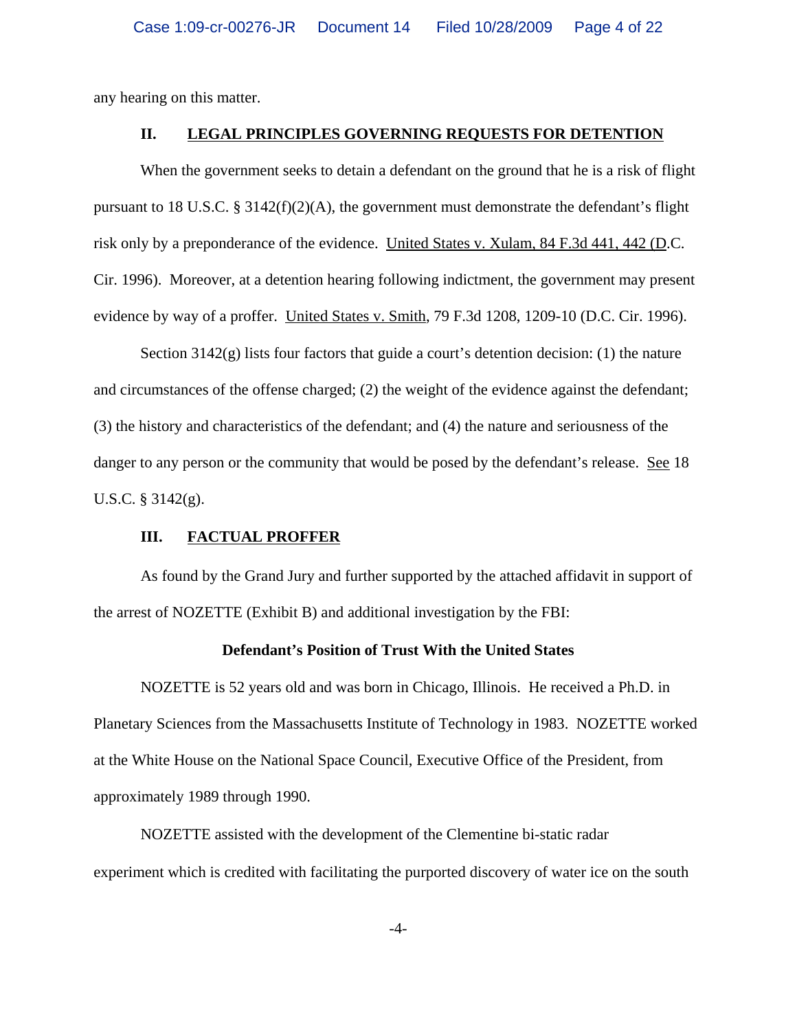any hearing on this matter.

## II. LEGAL PRINCIPLES GOVERNING REQUESTS FOR DETENTION

When the government seeks to detain a defendant on the ground that he is a risk of flight pursuant to 18 U.S.C. § 3142(f)(2)(A), the government must demonstrate the defendant's flight risk only by a preponderance of the evidence. United States v. Xulam, 84 F.3d 441, 442 (D.C. Cir. 1996). Moreover, at a detention hearing following indictment, the government may present evidence by way of a proffer. United States v. Smith, 79 F.3d 1208, 1209-10 (D.C. Cir. 1996).

Section 3142(g) lists four factors that guide a court's detention decision: (1) the nature and circumstances of the offense charged; (2) the weight of the evidence against the defendant; (3) the history and characteristics of the defendant; and (4) the nature and seriousness of the danger to any person or the community that would be posed by the defendant's release. See 18 U.S.C. § 3142(g).

## III. FACTUAL PROFFER

As found by the Grand Jury and further supported by the attached affidavit in support of the arrest of NOZETTE (Exhibit B) and additional investigation by the FBI:

**Defendant's Position of Trust With the United States**

NOZETTE is 52 years old and was born in Chicago, Illinois. He received a Ph.D. in Planetary Sciences from the Massachusetts Institute of Technology in 1983. NOZETTE worked at the White House on the National Space Council, Executive Office of the President, from approximately 1989 through 1990.

NOZETTE assisted with the development of the Clementine bi-static radar experiment which is credited with facilitating the purported discovery of water ice on the south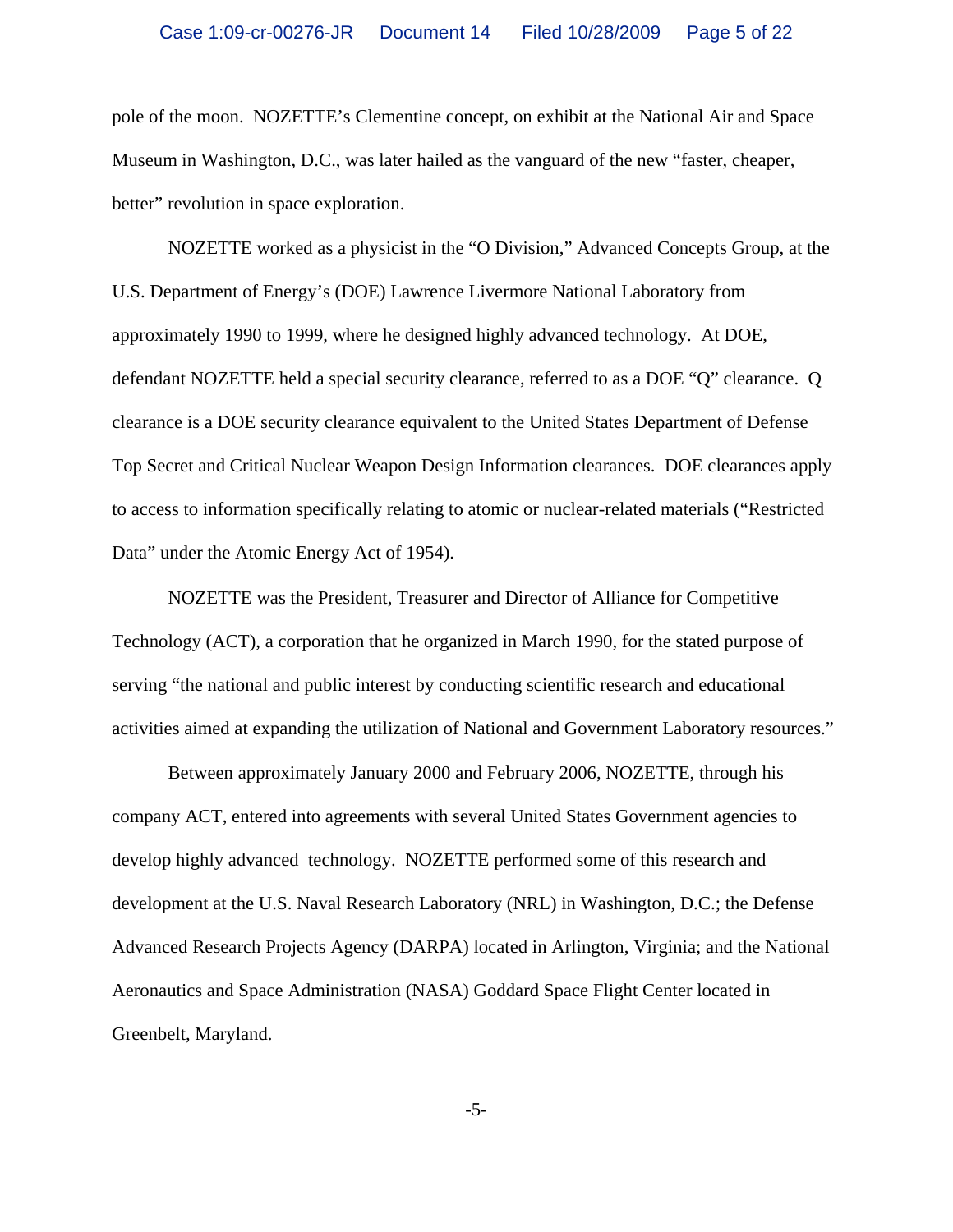pole of the moon. NOZETTE's Clementine concept, on exhibit at the National Air and Space Museum in Washington, D.C., was later hailed as the vanguard of the new "faster, cheaper, better" revolution in space exploration.

NOZETTE worked as a physicist in the "O Division," Advanced Concepts Group, at the U.S. Department of Energy's (DOE) Lawrence Livermore National Laboratory from approximately 1990 to 1999, where he designed highly advanced technology. At DOE, defendant NOZETTE held a special security clearance, referred to as a DOE "Q" clearance. Q clearance is a DOE security clearance equivalent to the United States Department of Defense Top Secret and Critical Nuclear Weapon Design Information clearances. DOE clearances apply to access to information specifically relating to atomic or nuclear-related materials ("Restricted Data" under the Atomic Energy Act of 1954).

NOZETTE was the President, Treasurer and Director of Alliance for Competitive Technology (ACT), a corporation that he organized in March 1990, for the stated purpose of serving "the national and public interest by conducting scientific research and educational activities aimed at expanding the utilization of National and Government Laboratory resources."

Between approximately January 2000 and February 2006, NOZETTE, through his company ACT, entered into agreements with several United States Government agencies to develop highly advanced technology. NOZETTE performed some of this research and development at the U.S. Naval Research Laboratory (NRL) in Washington, D.C.; the Defense Advanced Research Projects Agency (DARPA) located in Arlington, Virginia; and the National Aeronautics and Space Administration (NASA) Goddard Space Flight Center located in Greenbelt, Maryland.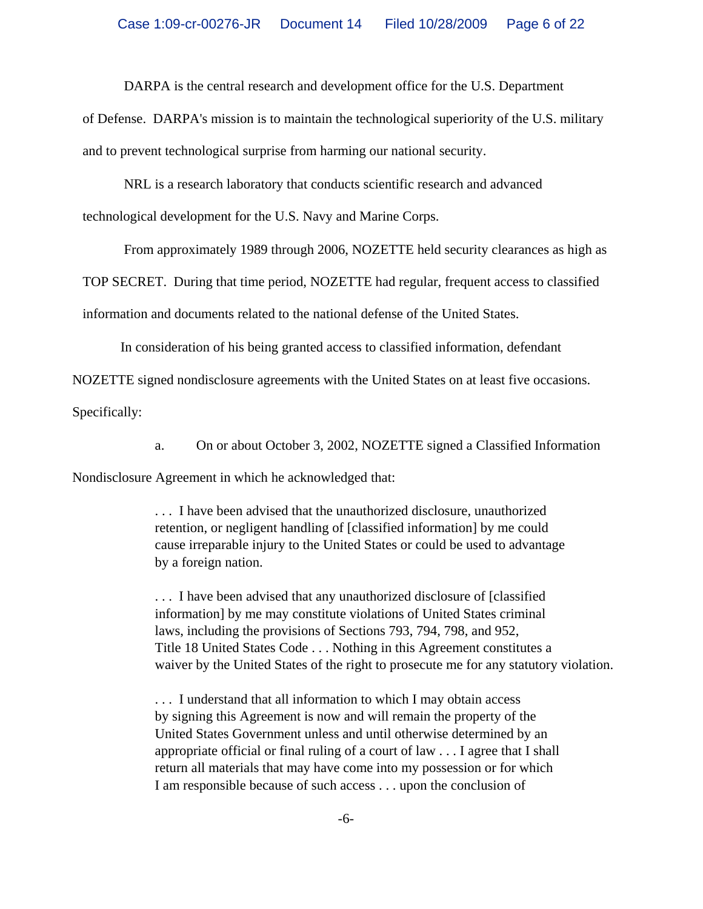DARPA is the central research and development office for the U.S. Department of Defense. DARPA's mission is to maintain the technological superiority of the U.S. military and to prevent technological surprise from harming our national security.

NRL is a research laboratory that conducts scientific research and advanced technological development for the U.S. Navy and Marine Corps.

From approximately 1989 through 2006, NOZETTE held security clearances as high as TOP SECRET. During that time period, NOZETTE had regular, frequent access to classified information and documents related to the national defense of the United States.

In consideration of his being granted access to classified information, defendant NOZETTE signed nondisclosure agreements with the United States on at least five occasions. Specifically:

a. On or about October 3, 2002, NOZETTE signed a Classified Information Nondisclosure Agreement in which he acknowledged that:

> . . . I have been advised that the unauthorized disclosure, unauthorized retention, or negligent handling of [classified information] by me could cause irreparable injury to the United States or could be used to advantage by a foreign nation.
>
> . . . I have been advised that any unauthorized disclosure of [classified information] by me may constitute violations of United States criminal laws, including the provisions of Sections 793, 794, 798, and 952, Title 18 United States Code . . . Nothing in this Agreement constitutes a waiver by the United States of the right to prosecute me for any statutory violation.
>
> . . . I understand that all information to which I may obtain access by signing this Agreement is now and will remain the property of the United States Government unless and until otherwise determined by an appropriate official or final ruling of a court of law . . . I agree that I shall return all materials that may have come into my possession or for which I am responsible because of such access . . . upon the conclusion of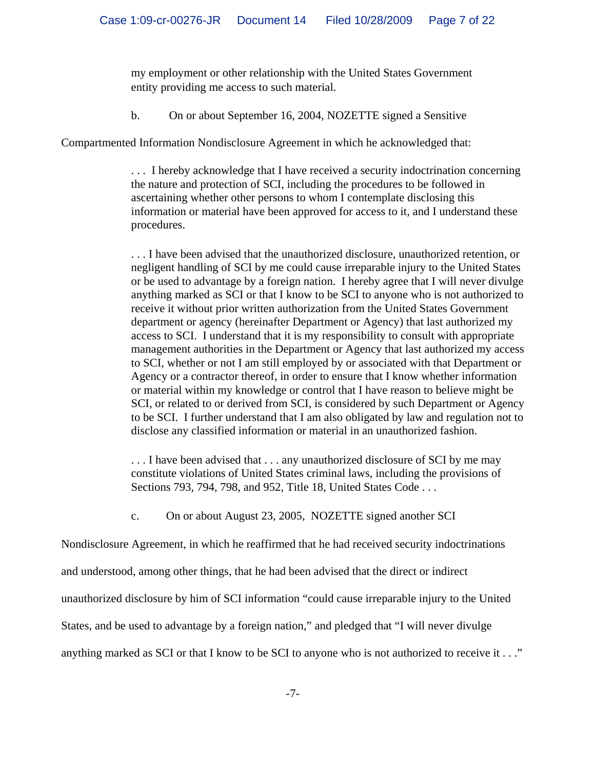> my employment or other relationship with the United States Government entity providing me access to such material.

b. On or about September 16, 2004, NOZETTE signed a Sensitive Compartmented Information Nondisclosure Agreement in which he acknowledged that:

> . . . I hereby acknowledge that I have received a security indoctrination concerning the nature and protection of SCI, including the procedures to be followed in ascertaining whether other persons to whom I contemplate disclosing this information or material have been approved for access to it, and I understand these procedures.
>
> . . . I have been advised that the unauthorized disclosure, unauthorized retention, or negligent handling of SCI by me could cause irreparable injury to the United States or be used to advantage by a foreign nation. I hereby agree that I will never divulge anything marked as SCI or that I know to be SCI to anyone who is not authorized to receive it without prior written authorization from the United States Government department or agency (hereinafter Department or Agency) that last authorized my access to SCI. I understand that it is my responsibility to consult with appropriate management authorities in the Department or Agency that last authorized my access to SCI, whether or not I am still employed by or associated with that Department or Agency or a contractor thereof, in order to ensure that I know whether information or material within my knowledge or control that I have reason to believe might be SCI, or related to or derived from SCI, is considered by such Department or Agency to be SCI. I further understand that I am also obligated by law and regulation not to disclose any classified information or material in an unauthorized fashion.
>
> . . . I have been advised that . . . any unauthorized disclosure of SCI by me may constitute violations of United States criminal laws, including the provisions of Sections 793, 794, 798, and 952, Title 18, United States Code . . .

c. On or about August 23, 2005, NOZETTE signed another SCI Nondisclosure Agreement, in which he reaffirmed that he had received security indoctrinations and understood, among other things, that he had been advised that the direct or indirect unauthorized disclosure by him of SCI information "could cause irreparable injury to the United States, and be used to advantage by a foreign nation," and pledged that "I will never divulge anything marked as SCI or that I know to be SCI to anyone who is not authorized to receive it . . ."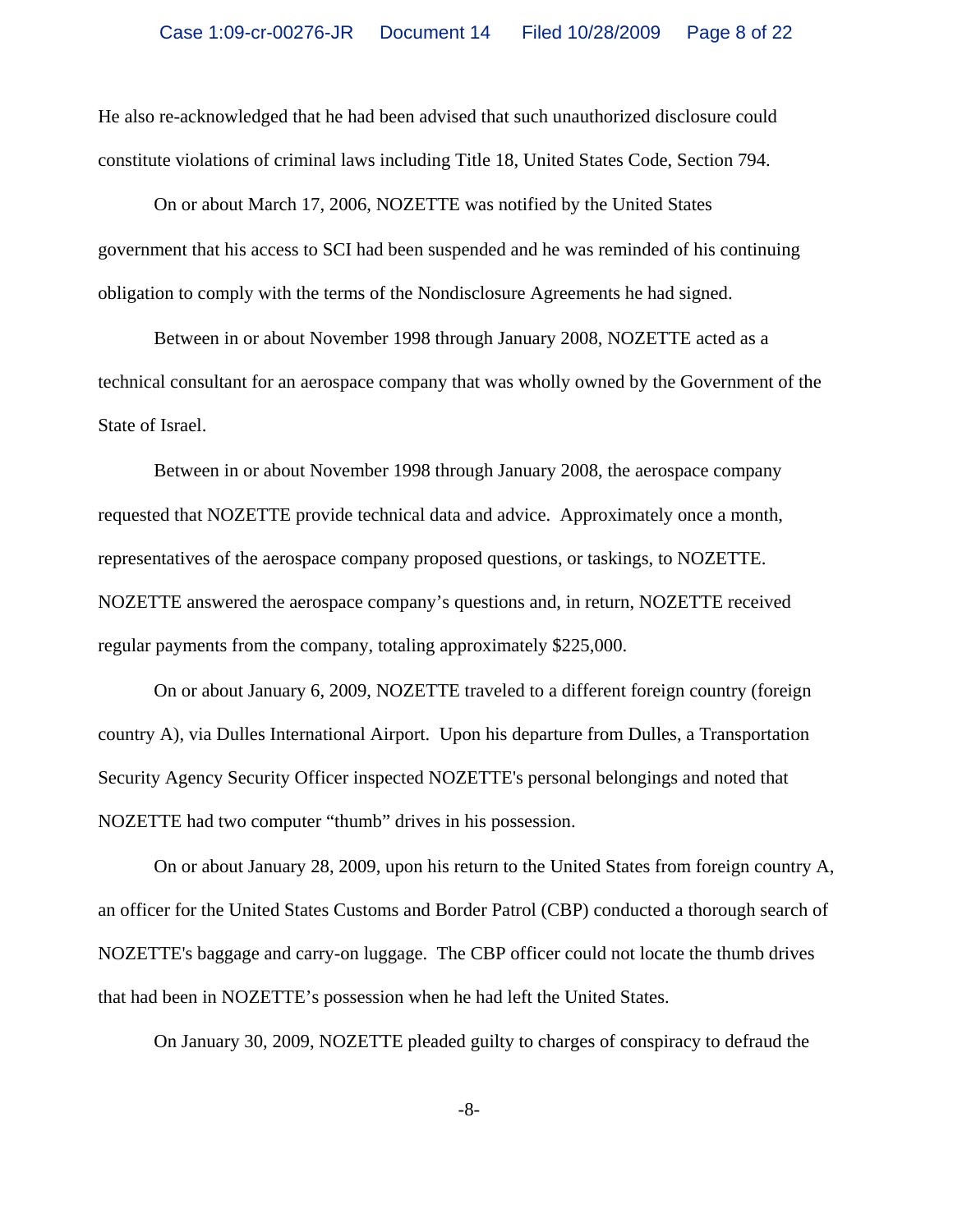He also re-acknowledged that he had been advised that such unauthorized disclosure could constitute violations of criminal laws including Title 18, United States Code, Section 794.

On or about March 17, 2006, NOZETTE was notified by the United States government that his access to SCI had been suspended and he was reminded of his continuing obligation to comply with the terms of the Nondisclosure Agreements he had signed.

Between in or about November 1998 through January 2008, NOZETTE acted as a technical consultant for an aerospace company that was wholly owned by the Government of the State of Israel.

Between in or about November 1998 through January 2008, the aerospace company requested that NOZETTE provide technical data and advice. Approximately once a month, representatives of the aerospace company proposed questions, or taskings, to NOZETTE. NOZETTE answered the aerospace company's questions and, in return, NOZETTE received regular payments from the company, totaling approximately $225,000.

On or about January 6, 2009, NOZETTE traveled to a different foreign country (foreign country A), via Dulles International Airport. Upon his departure from Dulles, a Transportation Security Agency Security Officer inspected NOZETTE's personal belongings and noted that NOZETTE had two computer "thumb" drives in his possession.

On or about January 28, 2009, upon his return to the United States from foreign country A, an officer for the United States Customs and Border Patrol (CBP) conducted a thorough search of NOZETTE's baggage and carry-on luggage. The CBP officer could not locate the thumb drives that had been in NOZETTE's possession when he had left the United States.

On January 30, 2009, NOZETTE pleaded guilty to charges of conspiracy to defraud the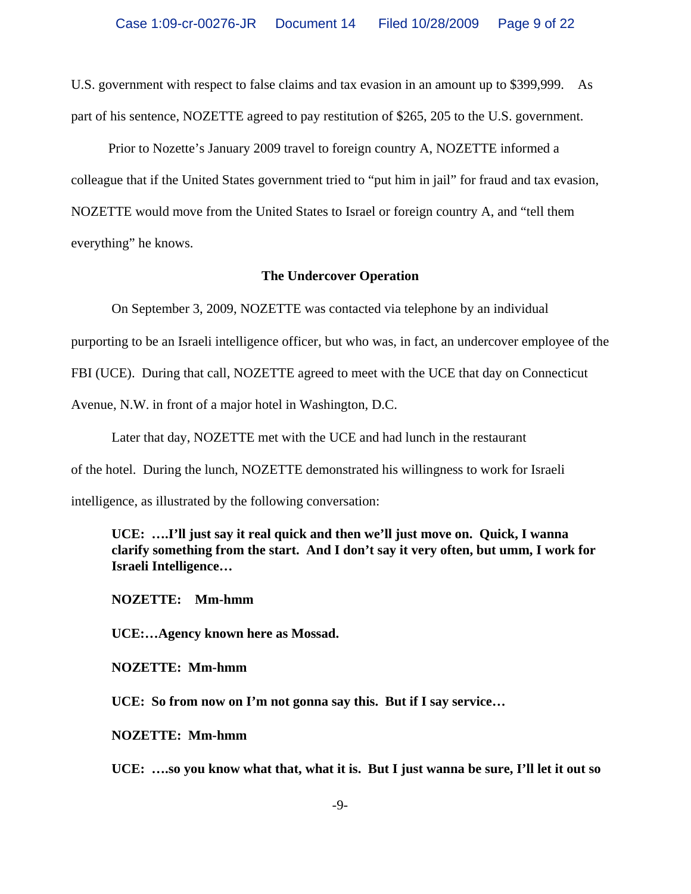U.S. government with respect to false claims and tax evasion in an amount up to $399,999. As part of his sentence, NOZETTE agreed to pay restitution of $265, 205 to the U.S. government.

Prior to Nozette's January 2009 travel to foreign country A, NOZETTE informed a colleague that if the United States government tried to "put him in jail" for fraud and tax evasion, NOZETTE would move from the United States to Israel or foreign country A, and "tell them everything" he knows.

**The Undercover Operation**

On September 3, 2009, NOZETTE was contacted via telephone by an individual purporting to be an Israeli intelligence officer, but who was, in fact, an undercover employee of the FBI (UCE). During that call, NOZETTE agreed to meet with the UCE that day on Connecticut Avenue, N.W. in front of a major hotel in Washington, D.C.

Later that day, NOZETTE met with the UCE and had lunch in the restaurant of the hotel. During the lunch, NOZETTE demonstrated his willingness to work for Israeli intelligence, as illustrated by the following conversation:

**UCE: ….I'll just say it real quick and then we'll just move on. Quick, I wanna clarify something from the start. And I don't say it very often, but umm, I work for Israeli Intelligence…**

**NOZETTE: Mm-hmm**

**UCE:…Agency known here as Mossad.**

**NOZETTE: Mm-hmm**

**UCE: So from now on I'm not gonna say this. But if I say service…**

**NOZETTE: Mm-hmm**

**UCE: ….so you know what that, what it is. But I just wanna be sure, I'll let it out so**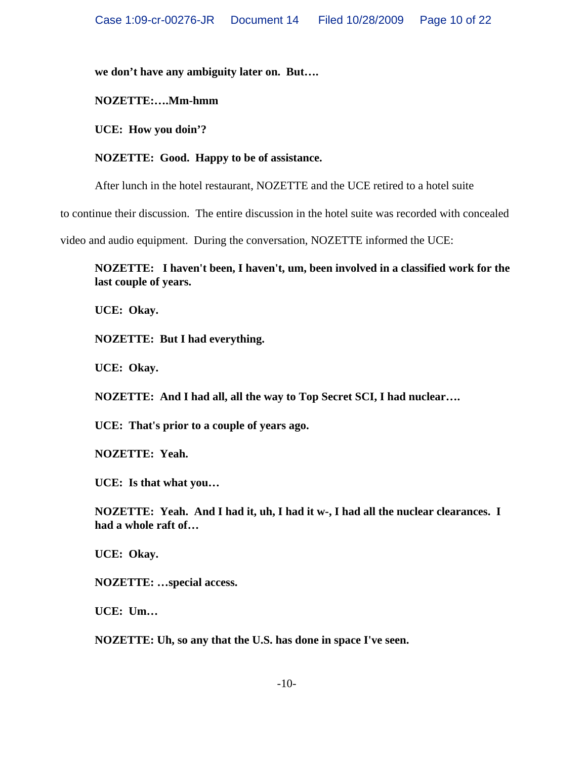**we don't have any ambiguity later on. But….**

**NOZETTE:….Mm-hmm**

**UCE: How you doin'?**

**NOZETTE: Good. Happy to be of assistance.**

After lunch in the hotel restaurant, NOZETTE and the UCE retired to a hotel suite to continue their discussion. The entire discussion in the hotel suite was recorded with concealed video and audio equipment. During the conversation, NOZETTE informed the UCE:

**NOZETTE: I haven't been, I haven't, um, been involved in a classified work for the last couple of years.**

**UCE: Okay.**

**NOZETTE: But I had everything.**

**UCE: Okay.**

**NOZETTE: And I had all, all the way to Top Secret SCI, I had nuclear….**

**UCE: That's prior to a couple of years ago.**

**NOZETTE: Yeah.**

**UCE: Is that what you…**

**NOZETTE: Yeah. And I had it, uh, I had it w-, I had all the nuclear clearances. I had a whole raft of…**

**UCE: Okay.**

**NOZETTE: …special access.**

**UCE: Um…**

**NOZETTE: Uh, so any that the U.S. has done in space I've seen.**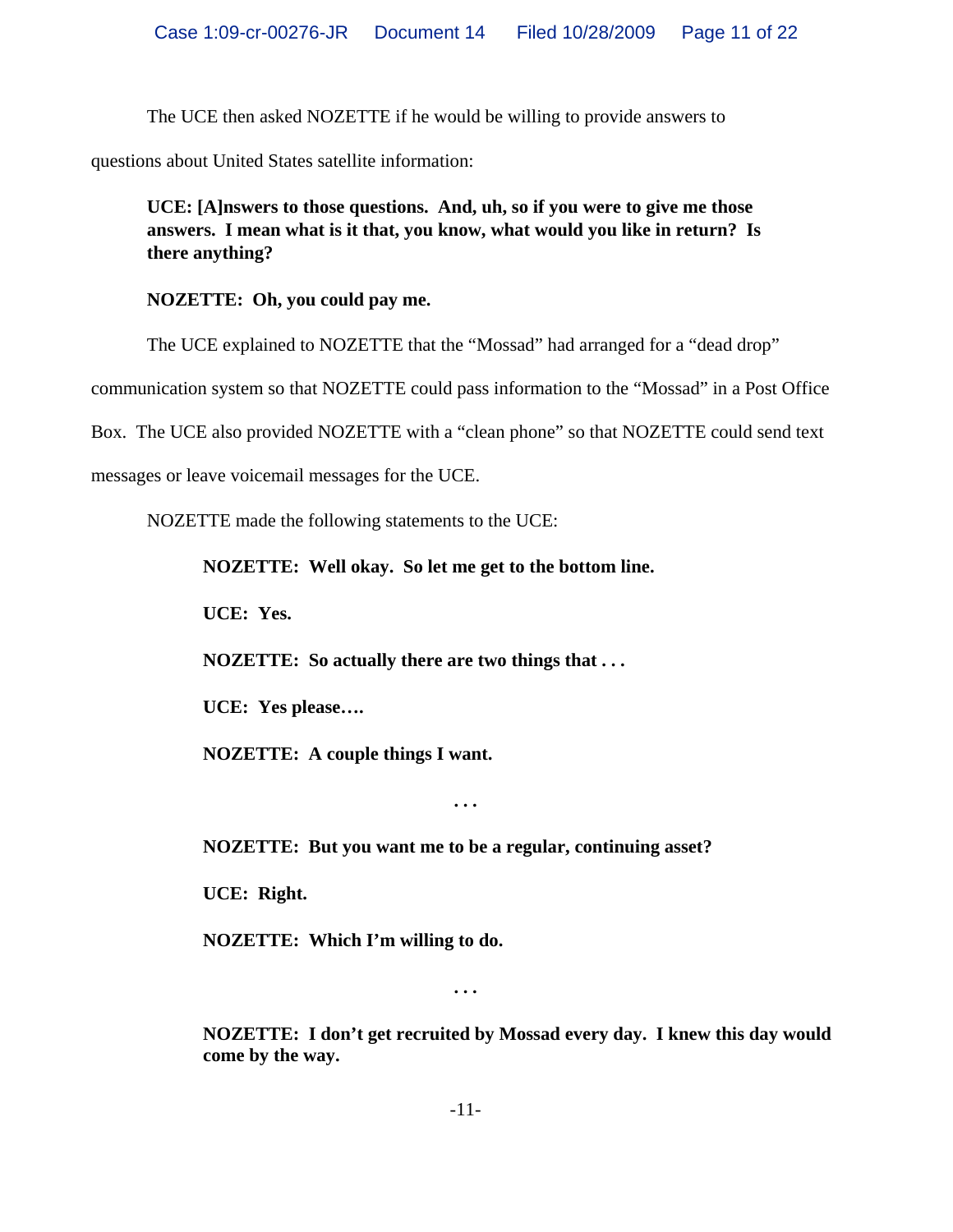The UCE then asked NOZETTE if he would be willing to provide answers to questions about United States satellite information:

> **UCE: [A]nswers to those questions. And, uh, so if you were to give me those answers. I mean what is it that, you know, what would you like in return? Is there anything?**
>
> **NOZETTE: Oh, you could pay me.**

The UCE explained to NOZETTE that the "Mossad" had arranged for a "dead drop" communication system so that NOZETTE could pass information to the "Mossad" in a Post Office Box. The UCE also provided NOZETTE with a "clean phone" so that NOZETTE could send text messages or leave voicemail messages for the UCE.

NOZETTE made the following statements to the UCE:

> **NOZETTE: Well okay. So let me get to the bottom line.**
>
> **UCE: Yes.**
>
> **NOZETTE: So actually there are two things that . . .**
>
> **UCE: Yes please….**
>
> **NOZETTE: A couple things I want.**
>
> **. . .**
>
> **NOZETTE: But you want me to be a regular, continuing asset?**
>
> **UCE: Right.**
>
> **NOZETTE: Which I'm willing to do.**
>
> **. . .**
>
> **NOZETTE: I don't get recruited by Mossad every day. I knew this day would come by the way.**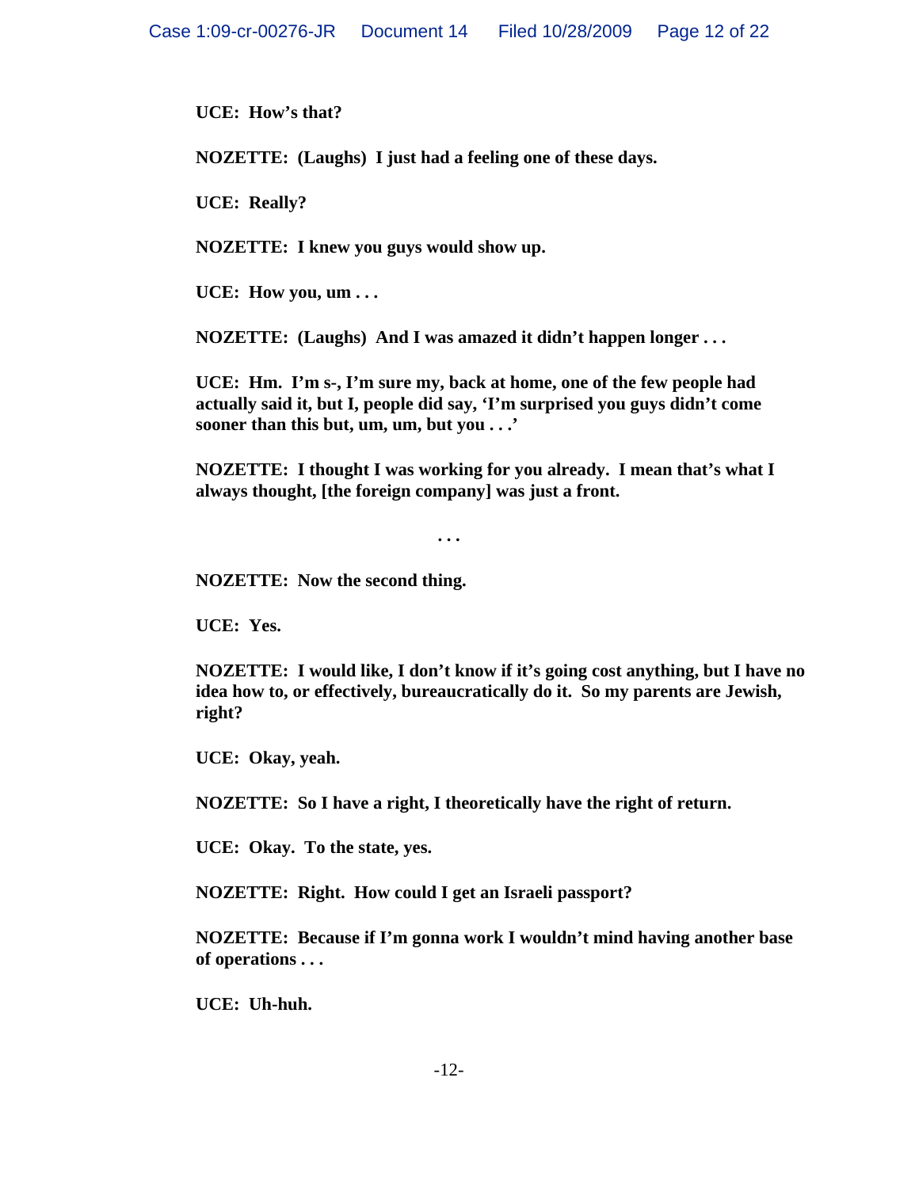**UCE: How's that?**

**NOZETTE: (Laughs) I just had a feeling one of these days.**

**UCE: Really?**

**NOZETTE: I knew you guys would show up.**

**UCE: How you, um . . .**

**NOZETTE: (Laughs) And I was amazed it didn't happen longer . . .**

**UCE: Hm. I'm s-, I'm sure my, back at home, one of the few people had actually said it, but I, people did say, 'I'm surprised you guys didn't come sooner than this but, um, um, but you . . .'**

**NOZETTE: I thought I was working for you already. I mean that's what I always thought, [the foreign company] was just a front.**

**. . .**

**NOZETTE: Now the second thing.**

**UCE: Yes.**

**NOZETTE: I would like, I don't know if it's going cost anything, but I have no idea how to, or effectively, bureaucratically do it. So my parents are Jewish, right?**

**UCE: Okay, yeah.**

**NOZETTE: So I have a right, I theoretically have the right of return.**

**UCE: Okay. To the state, yes.**

**NOZETTE: Right. How could I get an Israeli passport?**

**NOZETTE: Because if I'm gonna work I wouldn't mind having another base of operations . . .**

**UCE: Uh-huh.**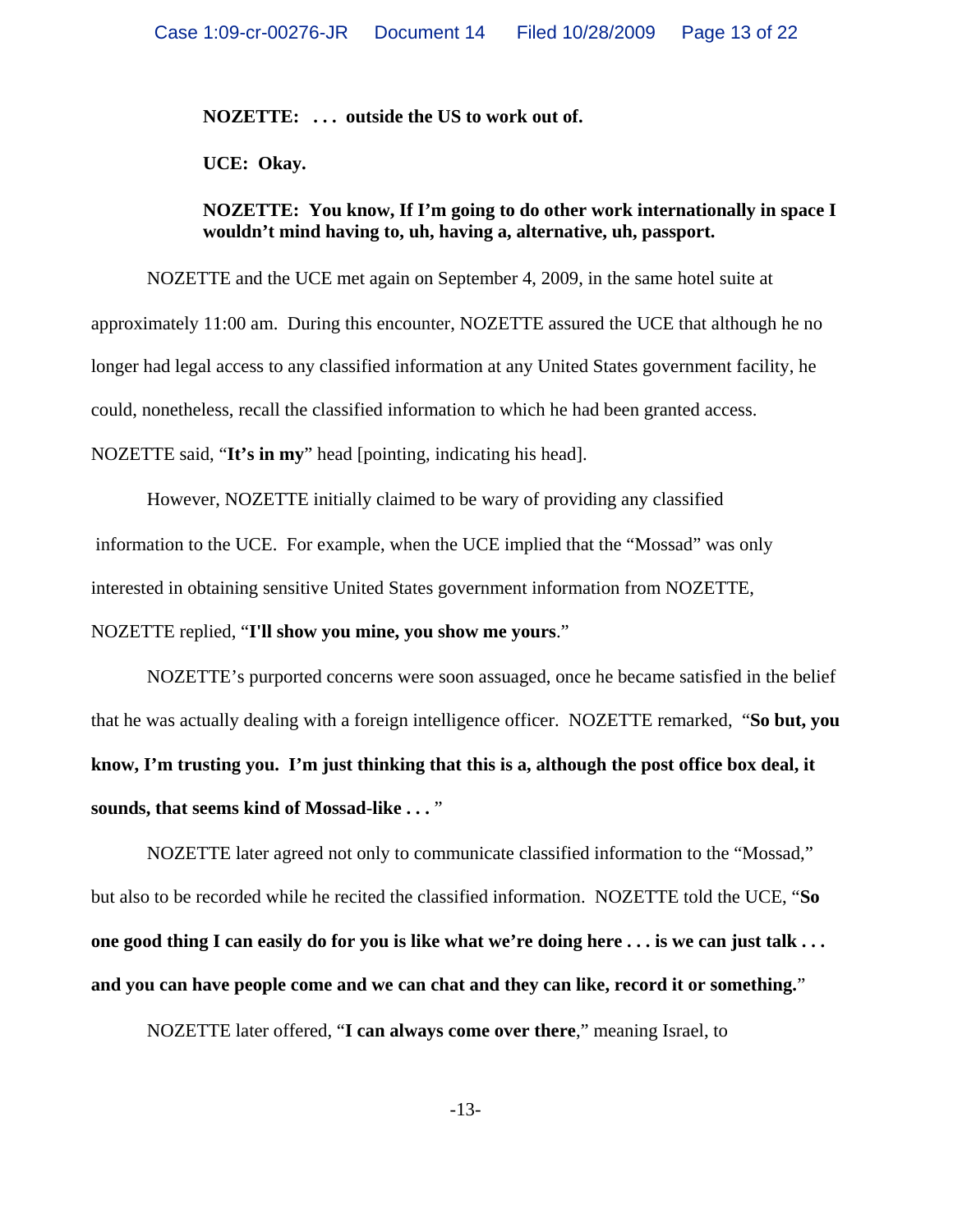**NOZETTE: . . . outside the US to work out of.**

**UCE: Okay.**

**NOZETTE: You know, If I'm going to do other work internationally in space I wouldn't mind having to, uh, having a, alternative, uh, passport.**

NOZETTE and the UCE met again on September 4, 2009, in the same hotel suite at approximately 11:00 am. During this encounter, NOZETTE assured the UCE that although he no longer had legal access to any classified information at any United States government facility, he could, nonetheless, recall the classified information to which he had been granted access. NOZETTE said, "**It's in my**" head [pointing, indicating his head].

However, NOZETTE initially claimed to be wary of providing any classified information to the UCE. For example, when the UCE implied that the "Mossad" was only interested in obtaining sensitive United States government information from NOZETTE, NOZETTE replied, "**I'll show you mine, you show me yours**."

NOZETTE's purported concerns were soon assuaged, once he became satisfied in the belief that he was actually dealing with a foreign intelligence officer. NOZETTE remarked, "**So but, you know, I'm trusting you. I'm just thinking that this is a, although the post office box deal, it sounds, that seems kind of Mossad-like . . .** "

NOZETTE later agreed not only to communicate classified information to the "Mossad," but also to be recorded while he recited the classified information. NOZETTE told the UCE, "**So one good thing I can easily do for you is like what we're doing here . . . is we can just talk . . . and you can have people come and we can chat and they can like, record it or something.**"

NOZETTE later offered, "**I can always come over there**," meaning Israel, to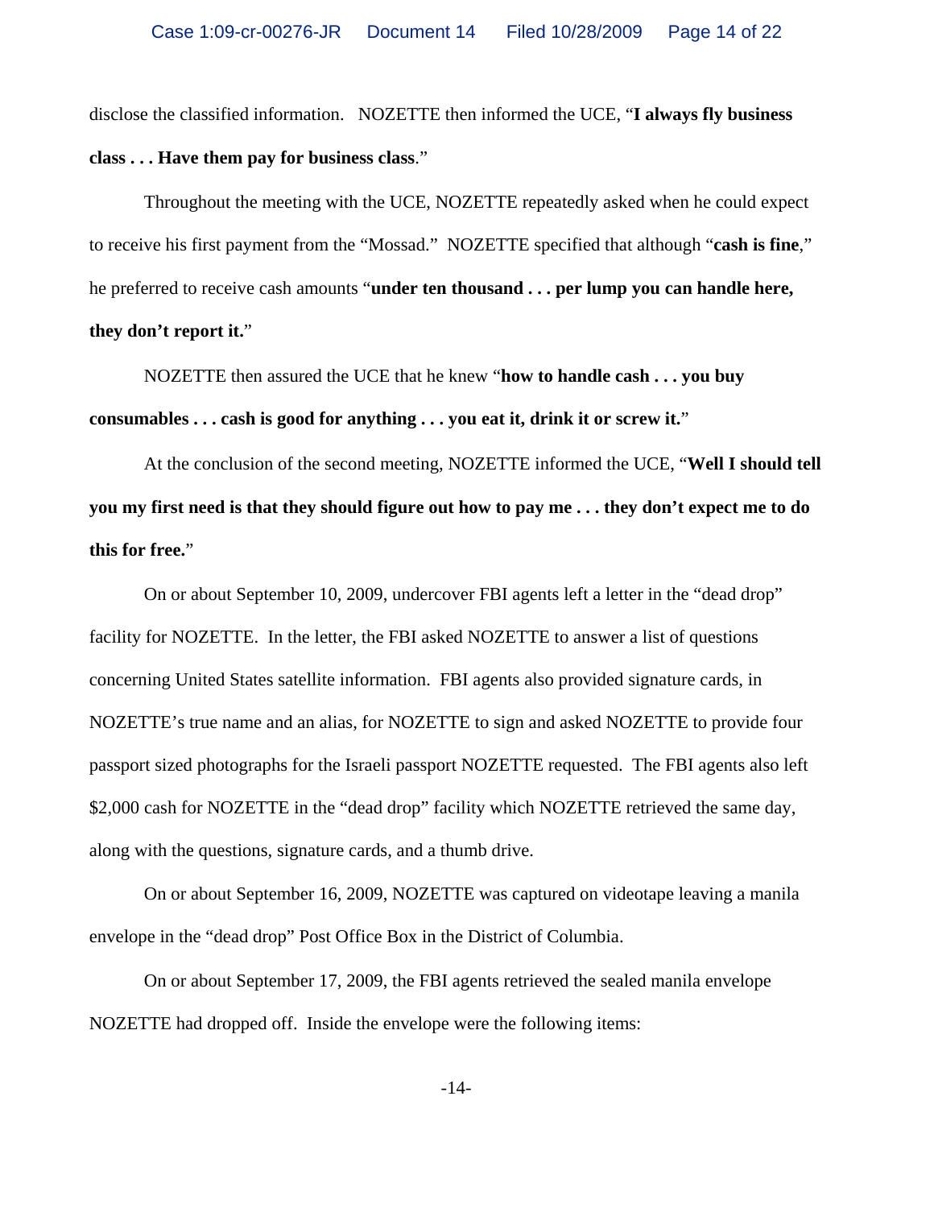disclose the classified information. NOZETTE then informed the UCE, "**I always fly business class . . . Have them pay for business class**."

Throughout the meeting with the UCE, NOZETTE repeatedly asked when he could expect to receive his first payment from the "Mossad." NOZETTE specified that although "**cash is fine**," he preferred to receive cash amounts "**under ten thousand . . . per lump you can handle here, they don't report it.**"

NOZETTE then assured the UCE that he knew "**how to handle cash . . . you buy consumables . . . cash is good for anything . . . you eat it, drink it or screw it.**"

At the conclusion of the second meeting, NOZETTE informed the UCE, "**Well I should tell you my first need is that they should figure out how to pay me . . . they don't expect me to do this for free.**"

On or about September 10, 2009, undercover FBI agents left a letter in the "dead drop" facility for NOZETTE. In the letter, the FBI asked NOZETTE to answer a list of questions concerning United States satellite information. FBI agents also provided signature cards, in NOZETTE's true name and an alias, for NOZETTE to sign and asked NOZETTE to provide four passport sized photographs for the Israeli passport NOZETTE requested. The FBI agents also left $2,000 cash for NOZETTE in the "dead drop" facility which NOZETTE retrieved the same day, along with the questions, signature cards, and a thumb drive.

On or about September 16, 2009, NOZETTE was captured on videotape leaving a manila envelope in the "dead drop" Post Office Box in the District of Columbia.

On or about September 17, 2009, the FBI agents retrieved the sealed manila envelope NOZETTE had dropped off. Inside the envelope were the following items: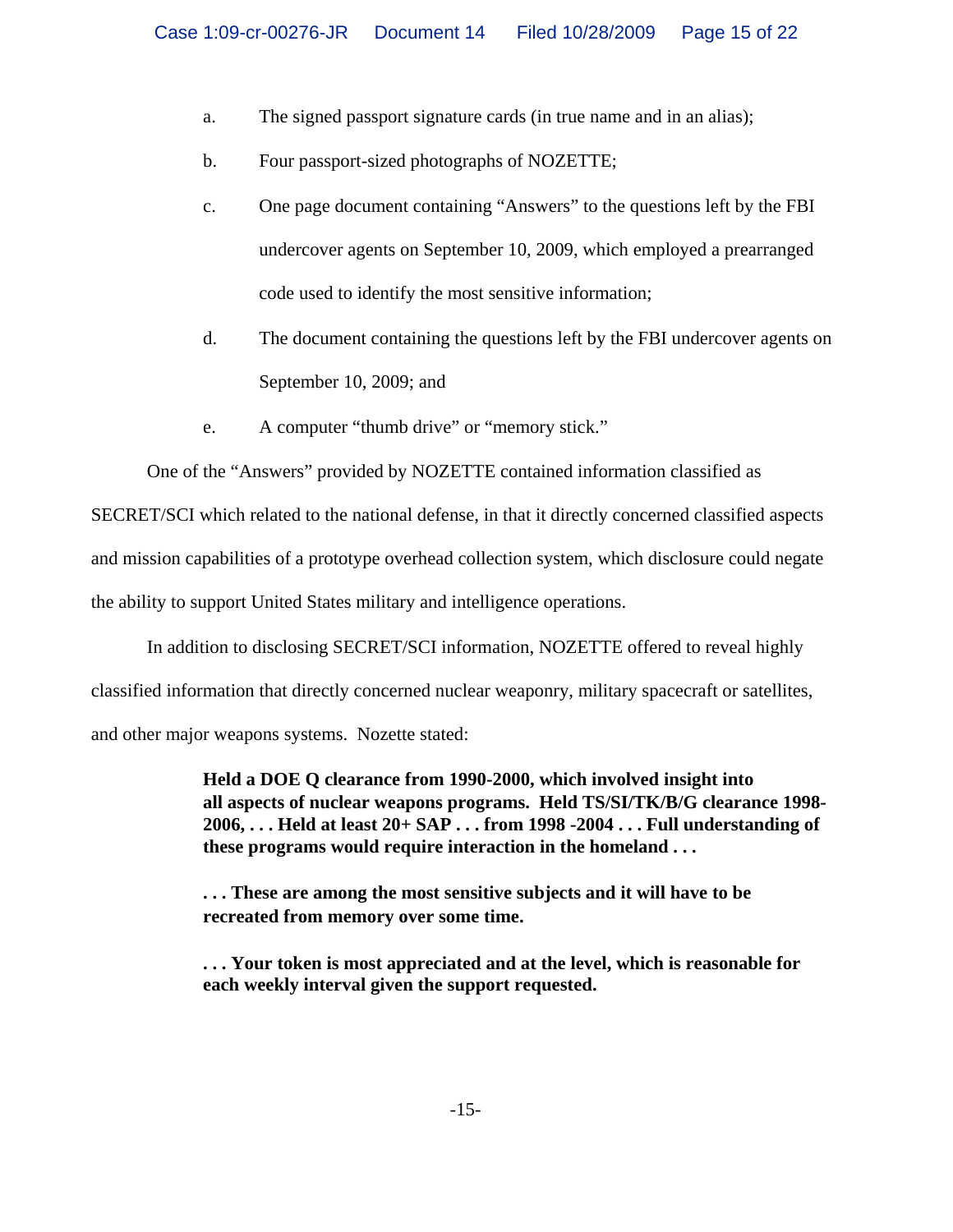a. The signed passport signature cards (in true name and in an alias);

b. Four passport-sized photographs of NOZETTE;

c. One page document containing "Answers" to the questions left by the FBI undercover agents on September 10, 2009, which employed a prearranged code used to identify the most sensitive information;

d. The document containing the questions left by the FBI undercover agents on September 10, 2009; and

e. A computer "thumb drive" or "memory stick."

One of the "Answers" provided by NOZETTE contained information classified as SECRET/SCI which related to the national defense, in that it directly concerned classified aspects and mission capabilities of a prototype overhead collection system, which disclosure could negate the ability to support United States military and intelligence operations.

In addition to disclosing SECRET/SCI information, NOZETTE offered to reveal highly classified information that directly concerned nuclear weaponry, military spacecraft or satellites, and other major weapons systems. Nozette stated:

> **Held a DOE Q clearance from 1990-2000, which involved insight into all aspects of nuclear weapons programs. Held TS/SI/TK/B/G clearance 1998-2006, . . . Held at least 20+ SAP . . . from 1998 -2004 . . . Full understanding of these programs would require interaction in the homeland . . .**
>
> **. . . These are among the most sensitive subjects and it will have to be recreated from memory over some time.**
>
> **. . . Your token is most appreciated and at the level, which is reasonable for each weekly interval given the support requested.**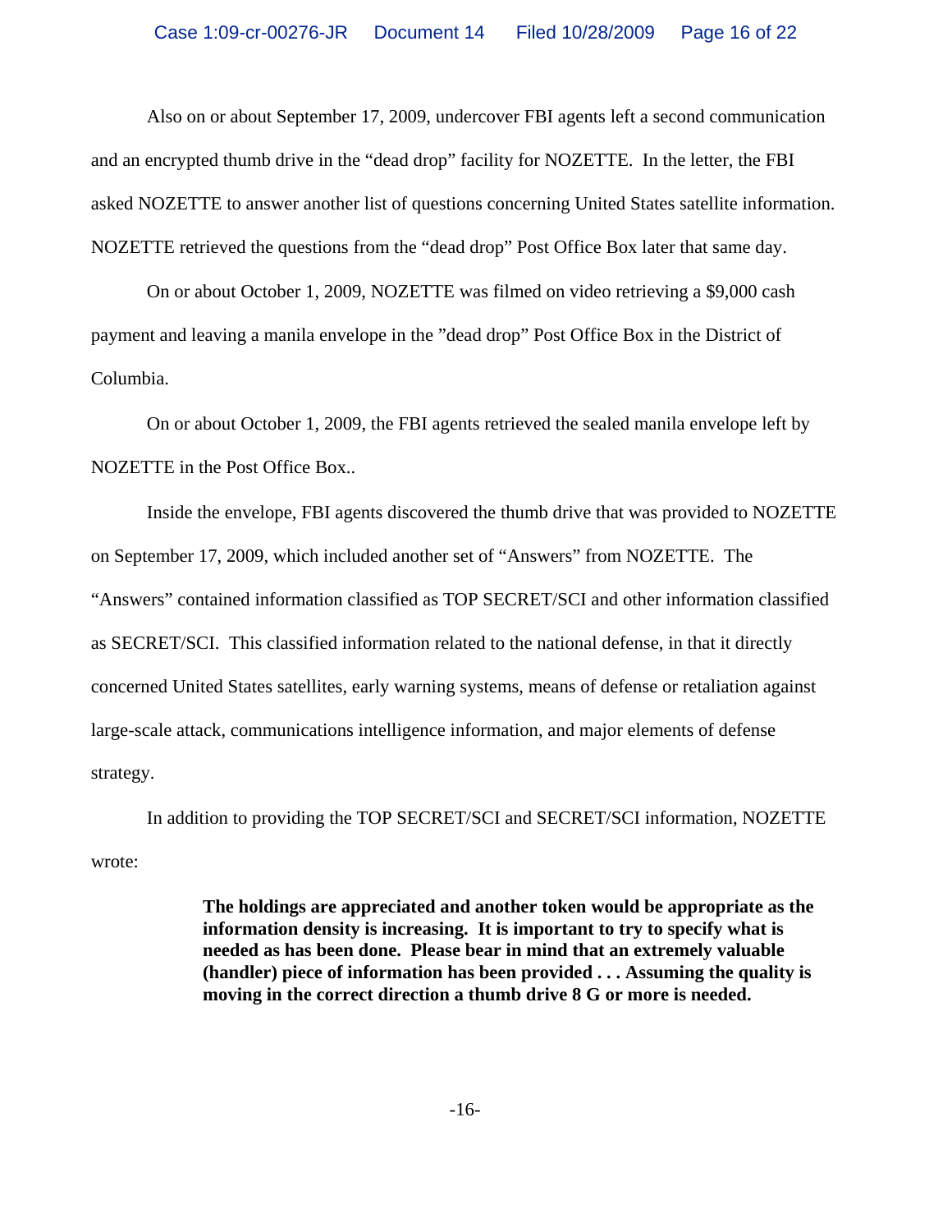Also on or about September 17, 2009, undercover FBI agents left a second communication and an encrypted thumb drive in the "dead drop" facility for NOZETTE. In the letter, the FBI asked NOZETTE to answer another list of questions concerning United States satellite information. NOZETTE retrieved the questions from the "dead drop" Post Office Box later that same day.

On or about October 1, 2009, NOZETTE was filmed on video retrieving a $9,000 cash payment and leaving a manila envelope in the "dead drop" Post Office Box in the District of Columbia.

On or about October 1, 2009, the FBI agents retrieved the sealed manila envelope left by NOZETTE in the Post Office Box..

Inside the envelope, FBI agents discovered the thumb drive that was provided to NOZETTE on September 17, 2009, which included another set of "Answers" from NOZETTE. The "Answers" contained information classified as TOP SECRET/SCI and other information classified as SECRET/SCI. This classified information related to the national defense, in that it directly concerned United States satellites, early warning systems, means of defense or retaliation against large-scale attack, communications intelligence information, and major elements of defense strategy.

In addition to providing the TOP SECRET/SCI and SECRET/SCI information, NOZETTE wrote:

> **The holdings are appreciated and another token would be appropriate as the information density is increasing. It is important to try to specify what is needed as has been done. Please bear in mind that an extremely valuable (handler) piece of information has been provided . . . Assuming the quality is moving in the correct direction a thumb drive 8 G or more is needed.**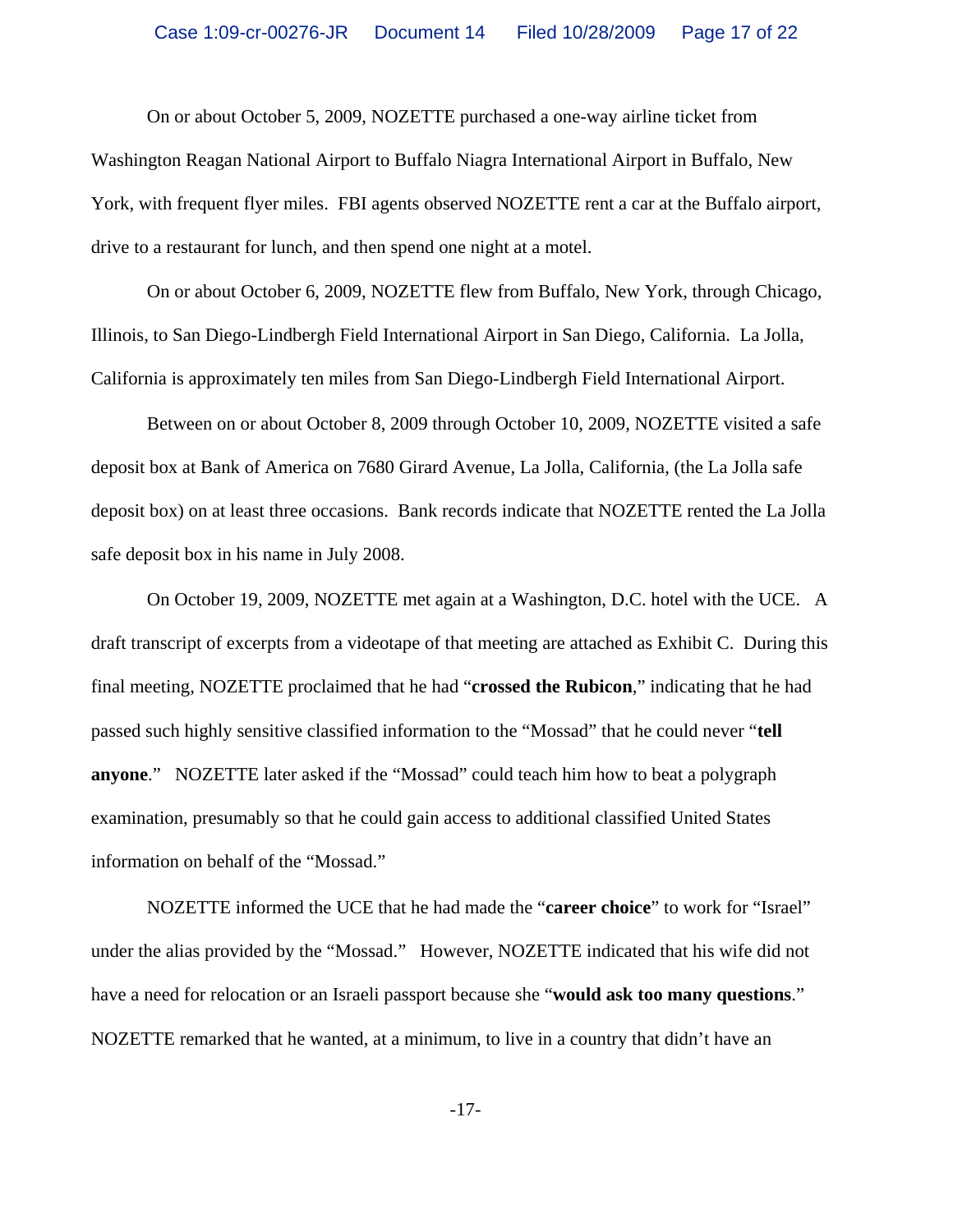On or about October 5, 2009, NOZETTE purchased a one-way airline ticket from Washington Reagan National Airport to Buffalo Niagra International Airport in Buffalo, New York, with frequent flyer miles. FBI agents observed NOZETTE rent a car at the Buffalo airport, drive to a restaurant for lunch, and then spend one night at a motel.

On or about October 6, 2009, NOZETTE flew from Buffalo, New York, through Chicago, Illinois, to San Diego-Lindbergh Field International Airport in San Diego, California. La Jolla, California is approximately ten miles from San Diego-Lindbergh Field International Airport.

Between on or about October 8, 2009 through October 10, 2009, NOZETTE visited a safe deposit box at Bank of America on 7680 Girard Avenue, La Jolla, California, (the La Jolla safe deposit box) on at least three occasions. Bank records indicate that NOZETTE rented the La Jolla safe deposit box in his name in July 2008.

On October 19, 2009, NOZETTE met again at a Washington, D.C. hotel with the UCE. A draft transcript of excerpts from a videotape of that meeting are attached as Exhibit C. During this final meeting, NOZETTE proclaimed that he had "**crossed the Rubicon**," indicating that he had passed such highly sensitive classified information to the "Mossad" that he could never "**tell anyone**." NOZETTE later asked if the "Mossad" could teach him how to beat a polygraph examination, presumably so that he could gain access to additional classified United States information on behalf of the "Mossad."

NOZETTE informed the UCE that he had made the "**career choice**" to work for "Israel" under the alias provided by the "Mossad." However, NOZETTE indicated that his wife did not have a need for relocation or an Israeli passport because she "**would ask too many questions**." NOZETTE remarked that he wanted, at a minimum, to live in a country that didn't have an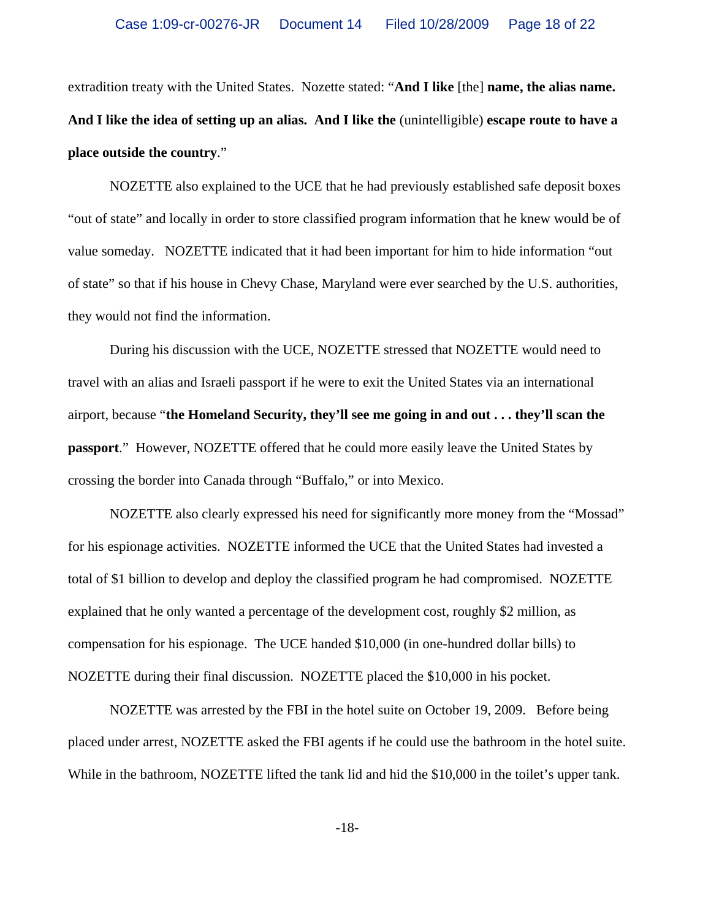extradition treaty with the United States. Nozette stated: "**And I like** [the] **name, the alias name. And I like the idea of setting up an alias. And I like the** (unintelligible) **escape route to have a place outside the country**."

NOZETTE also explained to the UCE that he had previously established safe deposit boxes "out of state" and locally in order to store classified program information that he knew would be of value someday. NOZETTE indicated that it had been important for him to hide information "out of state" so that if his house in Chevy Chase, Maryland were ever searched by the U.S. authorities, they would not find the information.

During his discussion with the UCE, NOZETTE stressed that NOZETTE would need to travel with an alias and Israeli passport if he were to exit the United States via an international airport, because "**the Homeland Security, they'll see me going in and out . . . they'll scan the passport**." However, NOZETTE offered that he could more easily leave the United States by crossing the border into Canada through "Buffalo," or into Mexico.

NOZETTE also clearly expressed his need for significantly more money from the "Mossad" for his espionage activities. NOZETTE informed the UCE that the United States had invested a total of $1 billion to develop and deploy the classified program he had compromised. NOZETTE explained that he only wanted a percentage of the development cost, roughly $2 million, as compensation for his espionage. The UCE handed $10,000 (in one-hundred dollar bills) to NOZETTE during their final discussion. NOZETTE placed the $10,000 in his pocket.

NOZETTE was arrested by the FBI in the hotel suite on October 19, 2009. Before being placed under arrest, NOZETTE asked the FBI agents if he could use the bathroom in the hotel suite. While in the bathroom, NOZETTE lifted the tank lid and hid the $10,000 in the toilet's upper tank.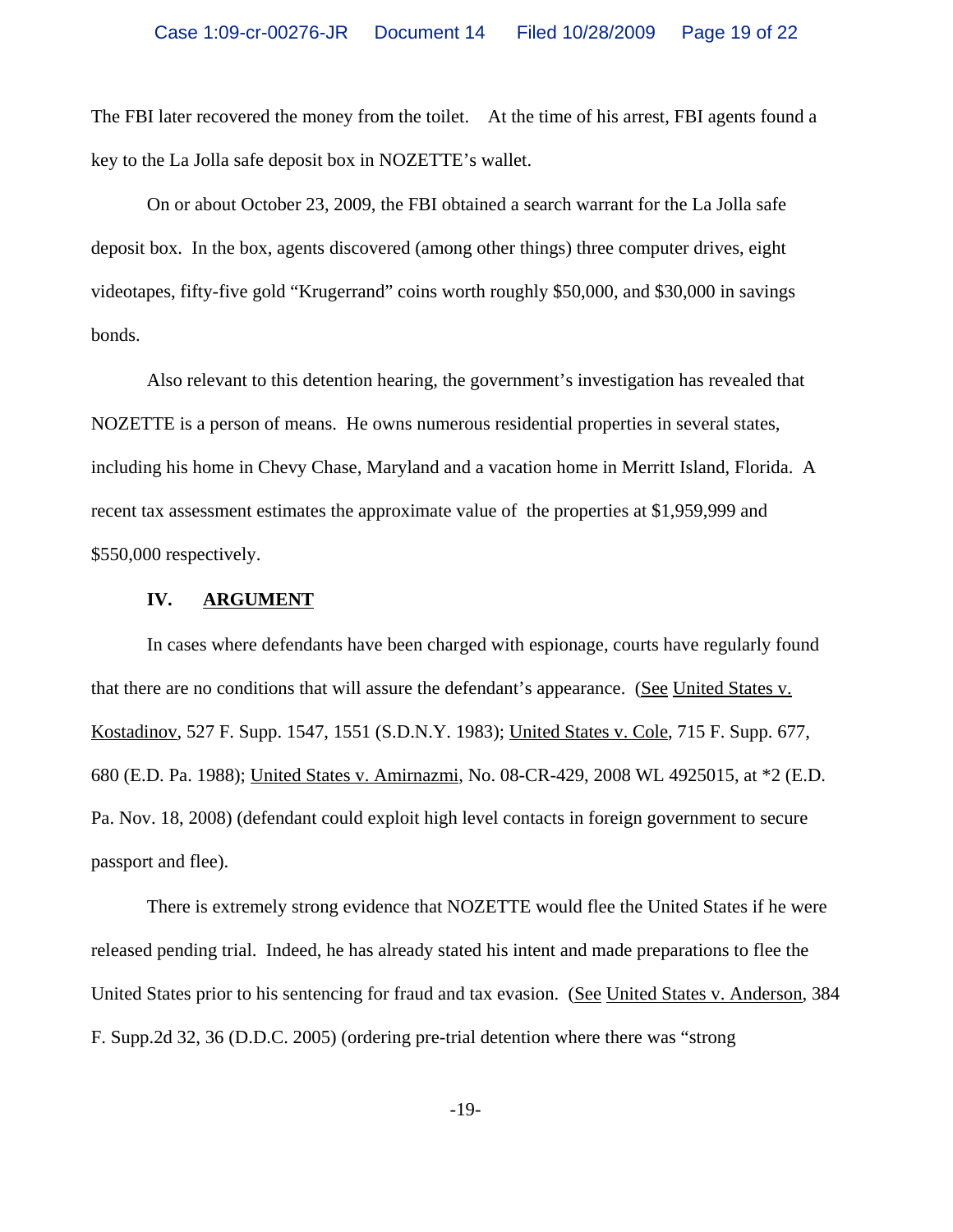The FBI later recovered the money from the toilet. At the time of his arrest, FBI agents found a key to the La Jolla safe deposit box in NOZETTE's wallet.

On or about October 23, 2009, the FBI obtained a search warrant for the La Jolla safe deposit box. In the box, agents discovered (among other things) three computer drives, eight videotapes, fifty-five gold "Krugerrand" coins worth roughly $50,000, and $30,000 in savings bonds.

Also relevant to this detention hearing, the government's investigation has revealed that NOZETTE is a person of means. He owns numerous residential properties in several states, including his home in Chevy Chase, Maryland and a vacation home in Merritt Island, Florida. A recent tax assessment estimates the approximate value of the properties at $1,959,999 and $550,000 respectively.

## IV. ARGUMENT

In cases where defendants have been charged with espionage, courts have regularly found that there are no conditions that will assure the defendant's appearance. (See United States v. Kostadinov, 527 F. Supp. 1547, 1551 (S.D.N.Y. 1983); United States v. Cole, 715 F. Supp. 677, 680 (E.D. Pa. 1988); United States v. Amirnazmi, No. 08-CR-429, 2008 WL 4925015, at *2 (E.D. Pa. Nov. 18, 2008) (defendant could exploit high level contacts in foreign government to secure passport and flee).

There is extremely strong evidence that NOZETTE would flee the United States if he were released pending trial. Indeed, he has already stated his intent and made preparations to flee the United States prior to his sentencing for fraud and tax evasion. (See United States v. Anderson, 384 F. Supp.2d 32, 36 (D.D.C. 2005) (ordering pre-trial detention where there was "strong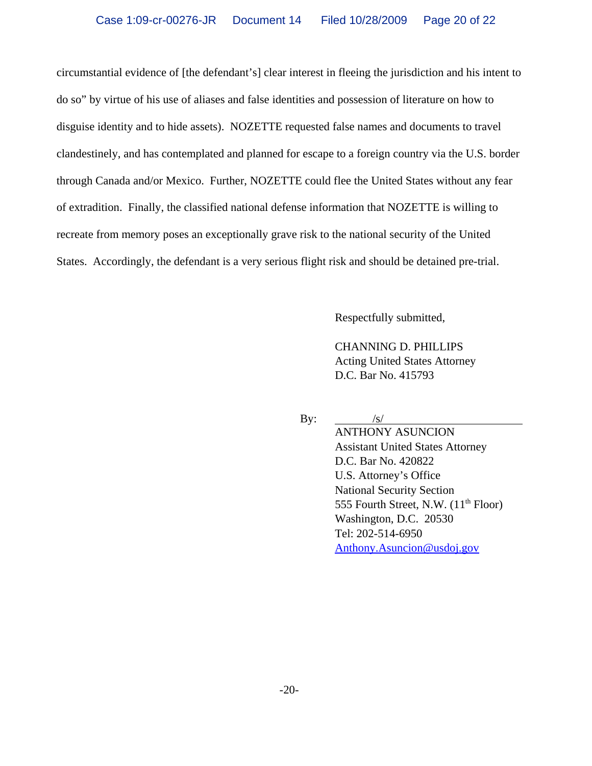circumstantial evidence of [the defendant's] clear interest in fleeing the jurisdiction and his intent to do so" by virtue of his use of aliases and false identities and possession of literature on how to disguise identity and to hide assets). NOZETTE requested false names and documents to travel clandestinely, and has contemplated and planned for escape to a foreign country via the U.S. border through Canada and/or Mexico. Further, NOZETTE could flee the United States without any fear of extradition. Finally, the classified national defense information that NOZETTE is willing to recreate from memory poses an exceptionally grave risk to the national security of the United States. Accordingly, the defendant is a very serious flight risk and should be detained pre-trial.

Respectfully submitted,

CHANNING D. PHILLIPS
Acting United States Attorney
D.C. Bar No. 415793

By: /s/
ANTHONY ASUNCION
Assistant United States Attorney
D.C. Bar No. 420822
U.S. Attorney's Office
National Security Section
555 Fourth Street, N.W. (11th Floor)
Washington, D.C. 20530
Tel: 202-514-6950
Anthony.Asuncion@usdoj.gov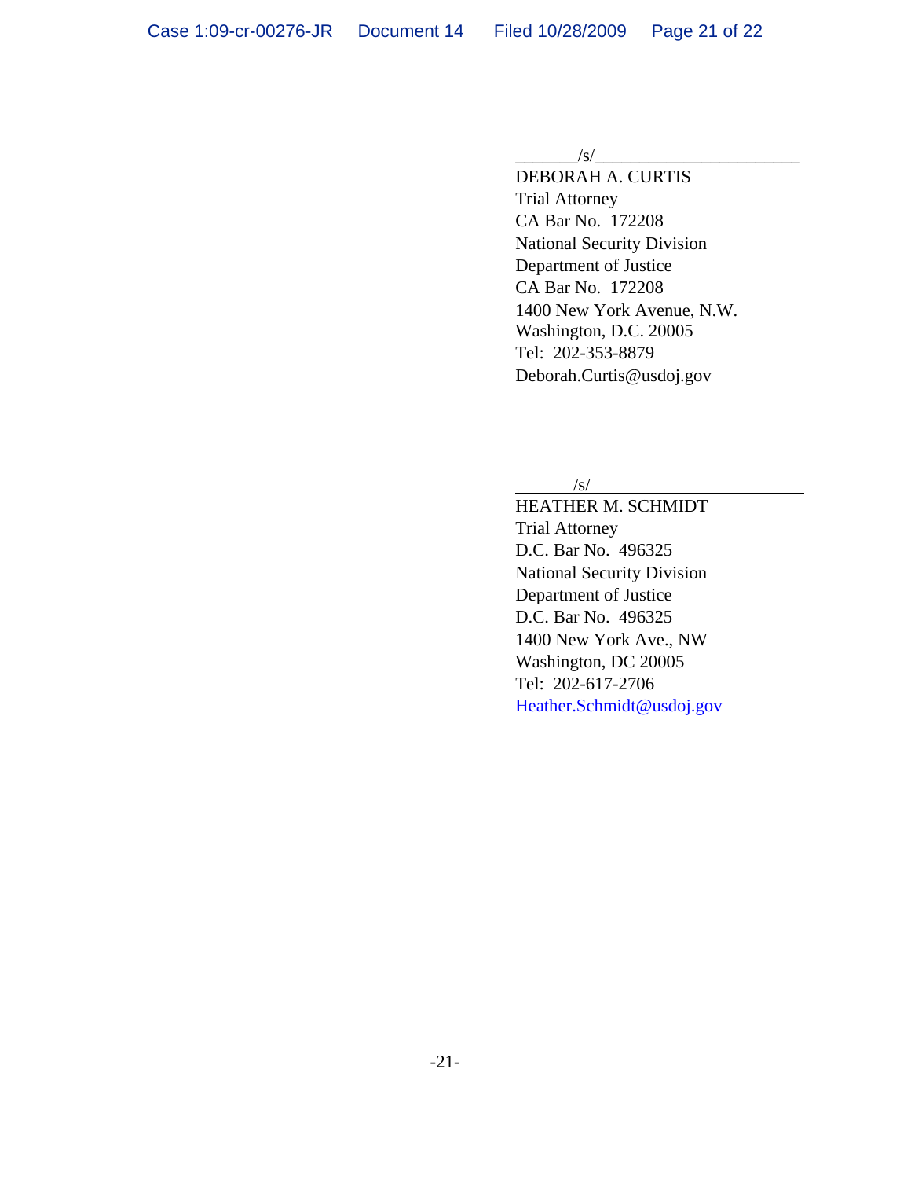/s/

DEBORAH A. CURTIS
Trial Attorney
CA Bar No. 172208
National Security Division
Department of Justice
CA Bar No. 172208
1400 New York Avenue, N.W.
Washington, D.C. 20005
Tel: 202-353-8879
Deborah.Curtis@usdoj.gov

/s/

HEATHER M. SCHMIDT
Trial Attorney
D.C. Bar No. 496325
National Security Division
Department of Justice
D.C. Bar No. 496325
1400 New York Ave., NW
Washington, DC 20005
Tel: 202-617-2706
Heather.Schmidt@usdoj.gov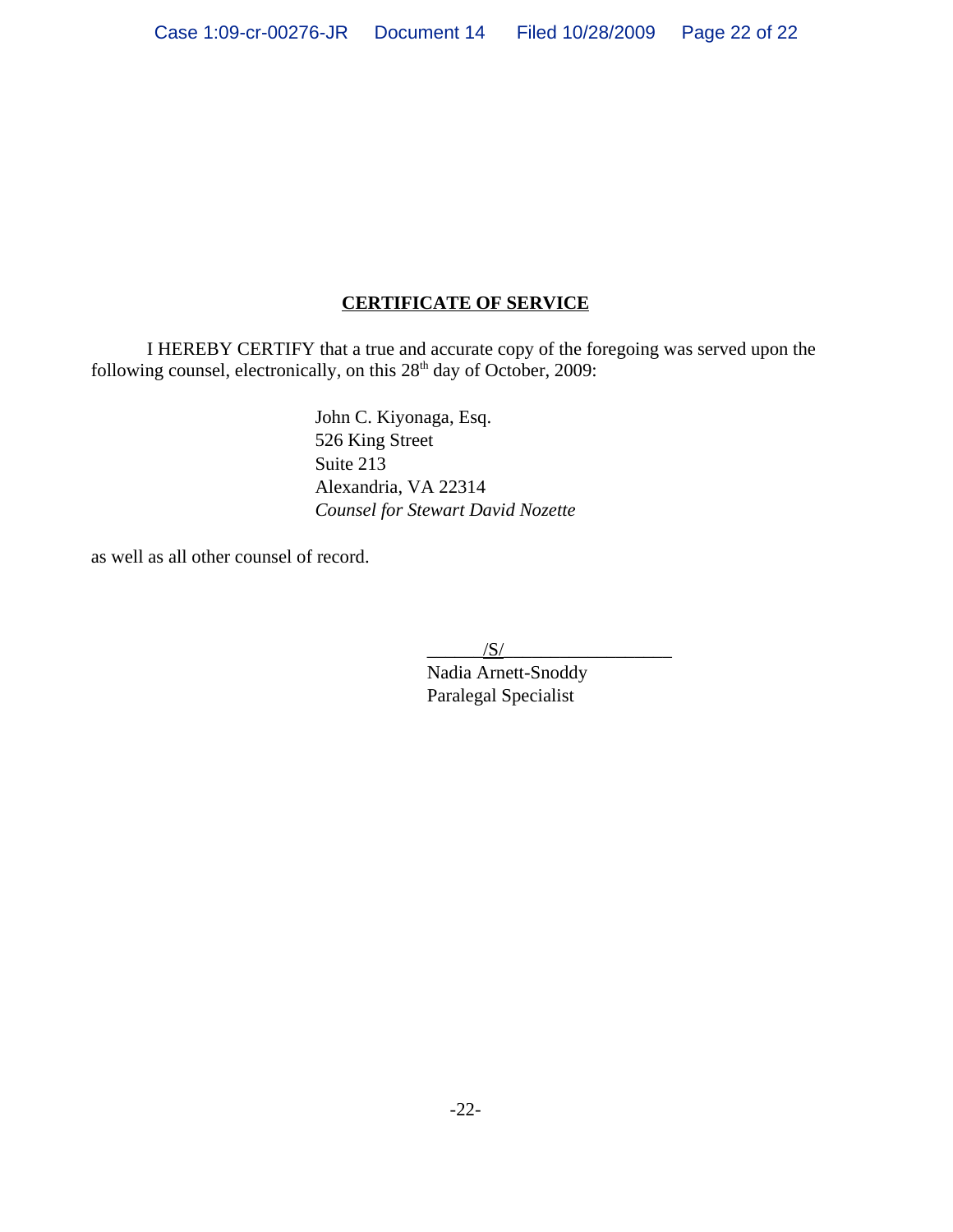**CERTIFICATE OF SERVICE**

I HEREBY CERTIFY that a true and accurate copy of the foregoing was served upon the following counsel, electronically, on this 28th day of October, 2009:

John C. Kiyonaga, Esq.
526 King Street
Suite 213
Alexandria, VA 22314
*Counsel for Stewart David Nozette*

as well as all other counsel of record.

/S/
Nadia Arnett-Snoddy
Paralegal Specialist